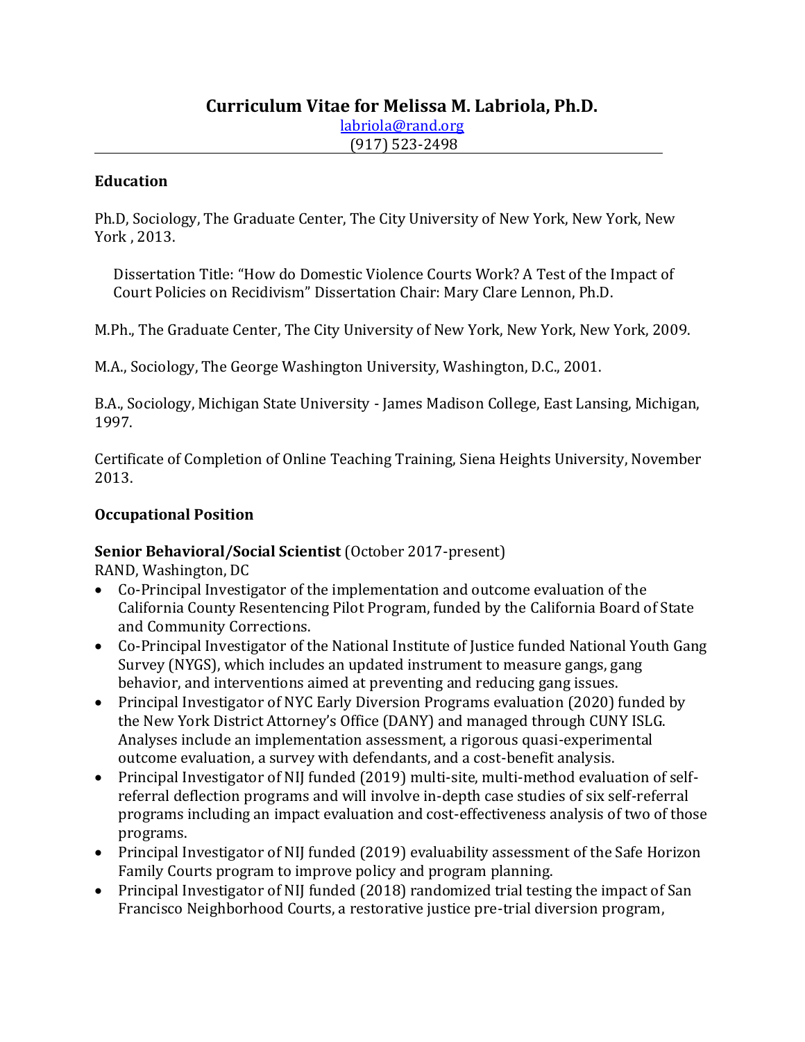# Curriculum Vitae for Melissa M. Labriola, Ph.D.

labriola@rand.org
(917) 523-2498

---

## Education

Ph.D, Sociology, The Graduate Center, The City University of New York, New York, New York , 2013.

> Dissertation Title: "How do Domestic Violence Courts Work? A Test of the Impact of Court Policies on Recidivism" Dissertation Chair: Mary Clare Lennon, Ph.D.

M.Ph., The Graduate Center, The City University of New York, New York, New York, 2009.

M.A., Sociology, The George Washington University, Washington, D.C., 2001.

B.A., Sociology, Michigan State University - James Madison College, East Lansing, Michigan, 1997.

Certificate of Completion of Online Teaching Training, Siena Heights University, November 2013.

## Occupational Position

**Senior Behavioral/Social Scientist** (October 2017-present)
RAND, Washington, DC

- Co-Principal Investigator of the implementation and outcome evaluation of the California County Resentencing Pilot Program, funded by the California Board of State and Community Corrections.
- Co-Principal Investigator of the National Institute of Justice funded National Youth Gang Survey (NYGS), which includes an updated instrument to measure gangs, gang behavior, and interventions aimed at preventing and reducing gang issues.
- Principal Investigator of NYC Early Diversion Programs evaluation (2020) funded by the New York District Attorney's Office (DANY) and managed through CUNY ISLG. Analyses include an implementation assessment, a rigorous quasi-experimental outcome evaluation, a survey with defendants, and a cost-benefit analysis.
- Principal Investigator of NIJ funded (2019) multi-site, multi-method evaluation of self-referral deflection programs and will involve in-depth case studies of six self-referral programs including an impact evaluation and cost-effectiveness analysis of two of those programs.
- Principal Investigator of NIJ funded (2019) evaluability assessment of the Safe Horizon Family Courts program to improve policy and program planning.
- Principal Investigator of NIJ funded (2018) randomized trial testing the impact of San Francisco Neighborhood Courts, a restorative justice pre-trial diversion program,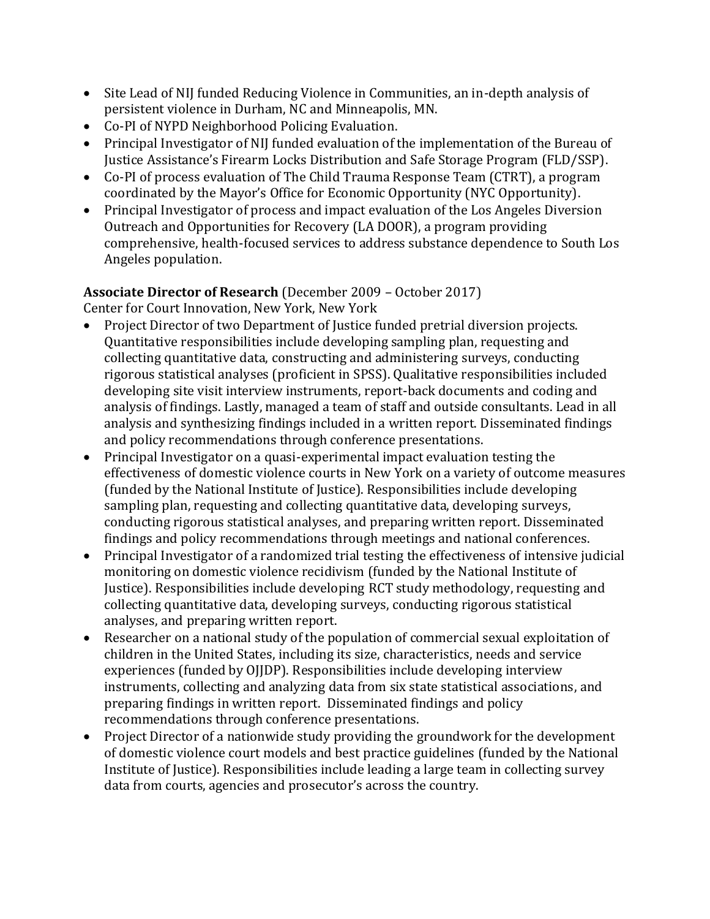- Site Lead of NIJ funded Reducing Violence in Communities, an in-depth analysis of persistent violence in Durham, NC and Minneapolis, MN.
- Co-PI of NYPD Neighborhood Policing Evaluation.
- Principal Investigator of NIJ funded evaluation of the implementation of the Bureau of Justice Assistance's Firearm Locks Distribution and Safe Storage Program (FLD/SSP).
- Co-PI of process evaluation of The Child Trauma Response Team (CTRT), a program coordinated by the Mayor's Office for Economic Opportunity (NYC Opportunity).
- Principal Investigator of process and impact evaluation of the Los Angeles Diversion Outreach and Opportunities for Recovery (LA DOOR), a program providing comprehensive, health-focused services to address substance dependence to South Los Angeles population.

**Associate Director of Research** (December 2009 – October 2017)
Center for Court Innovation, New York, New York

- Project Director of two Department of Justice funded pretrial diversion projects. Quantitative responsibilities include developing sampling plan, requesting and collecting quantitative data, constructing and administering surveys, conducting rigorous statistical analyses (proficient in SPSS). Qualitative responsibilities included developing site visit interview instruments, report-back documents and coding and analysis of findings. Lastly, managed a team of staff and outside consultants. Lead in all analysis and synthesizing findings included in a written report. Disseminated findings and policy recommendations through conference presentations.
- Principal Investigator on a quasi-experimental impact evaluation testing the effectiveness of domestic violence courts in New York on a variety of outcome measures (funded by the National Institute of Justice). Responsibilities include developing sampling plan, requesting and collecting quantitative data, developing surveys, conducting rigorous statistical analyses, and preparing written report. Disseminated findings and policy recommendations through meetings and national conferences.
- Principal Investigator of a randomized trial testing the effectiveness of intensive judicial monitoring on domestic violence recidivism (funded by the National Institute of Justice). Responsibilities include developing RCT study methodology, requesting and collecting quantitative data, developing surveys, conducting rigorous statistical analyses, and preparing written report.
- Researcher on a national study of the population of commercial sexual exploitation of children in the United States, including its size, characteristics, needs and service experiences (funded by OJJDP). Responsibilities include developing interview instruments, collecting and analyzing data from six state statistical associations, and preparing findings in written report. Disseminated findings and policy recommendations through conference presentations.
- Project Director of a nationwide study providing the groundwork for the development of domestic violence court models and best practice guidelines (funded by the National Institute of Justice). Responsibilities include leading a large team in collecting survey data from courts, agencies and prosecutor's across the country.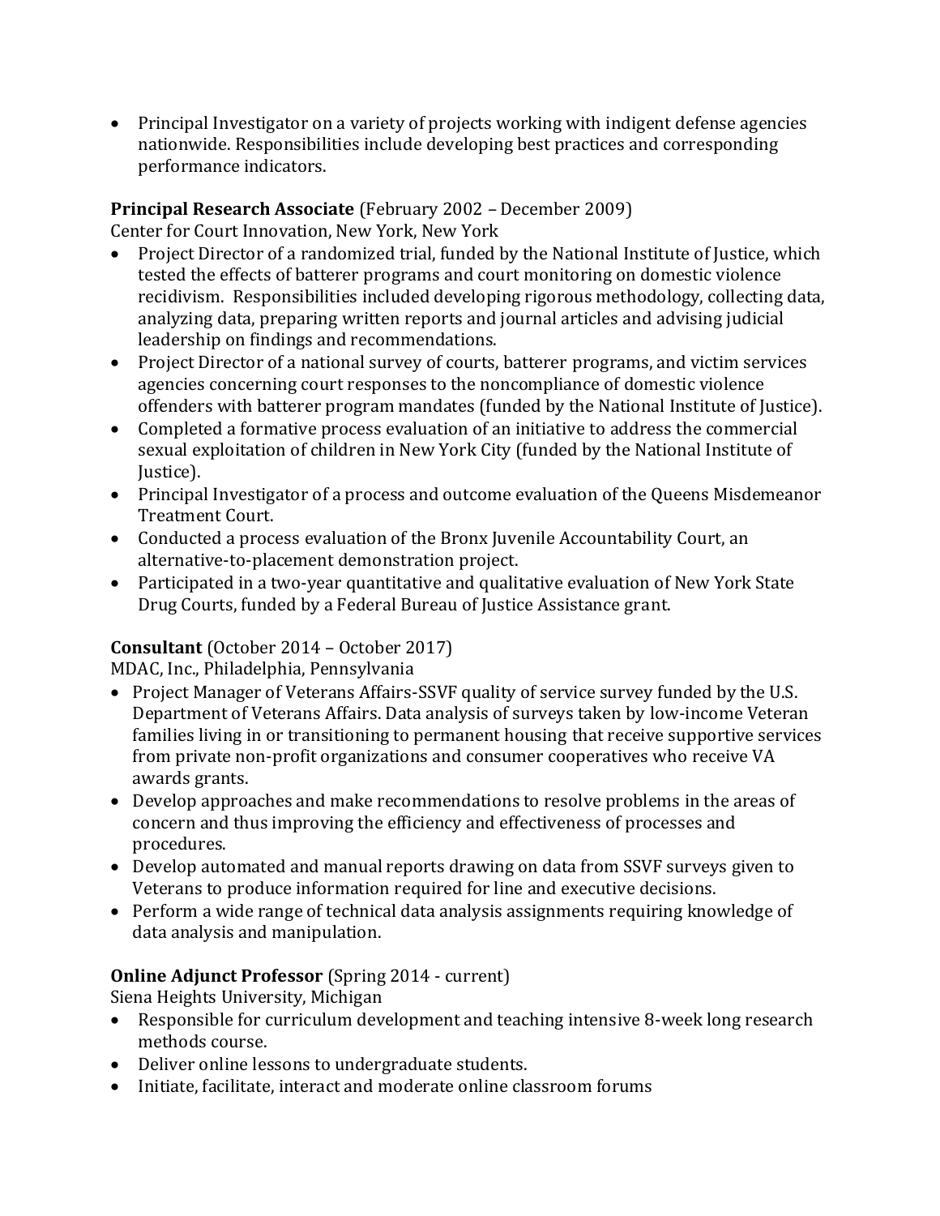- Principal Investigator on a variety of projects working with indigent defense agencies nationwide. Responsibilities include developing best practices and corresponding performance indicators.

**Principal Research Associate** (February 2002 – December 2009)
Center for Court Innovation, New York, New York

- Project Director of a randomized trial, funded by the National Institute of Justice, which tested the effects of batterer programs and court monitoring on domestic violence recidivism. Responsibilities included developing rigorous methodology, collecting data, analyzing data, preparing written reports and journal articles and advising judicial leadership on findings and recommendations.
- Project Director of a national survey of courts, batterer programs, and victim services agencies concerning court responses to the noncompliance of domestic violence offenders with batterer program mandates (funded by the National Institute of Justice).
- Completed a formative process evaluation of an initiative to address the commercial sexual exploitation of children in New York City (funded by the National Institute of Justice).
- Principal Investigator of a process and outcome evaluation of the Queens Misdemeanor Treatment Court.
- Conducted a process evaluation of the Bronx Juvenile Accountability Court, an alternative-to-placement demonstration project.
- Participated in a two-year quantitative and qualitative evaluation of New York State Drug Courts, funded by a Federal Bureau of Justice Assistance grant.

**Consultant** (October 2014 – October 2017)
MDAC, Inc., Philadelphia, Pennsylvania

- Project Manager of Veterans Affairs-SSVF quality of service survey funded by the U.S. Department of Veterans Affairs. Data analysis of surveys taken by low-income Veteran families living in or transitioning to permanent housing that receive supportive services from private non-profit organizations and consumer cooperatives who receive VA awards grants.
- Develop approaches and make recommendations to resolve problems in the areas of concern and thus improving the efficiency and effectiveness of processes and procedures.
- Develop automated and manual reports drawing on data from SSVF surveys given to Veterans to produce information required for line and executive decisions.
- Perform a wide range of technical data analysis assignments requiring knowledge of data analysis and manipulation.

**Online Adjunct Professor** (Spring 2014 - current)
Siena Heights University, Michigan

- Responsible for curriculum development and teaching intensive 8-week long research methods course.
- Deliver online lessons to undergraduate students.
- Initiate, facilitate, interact and moderate online classroom forums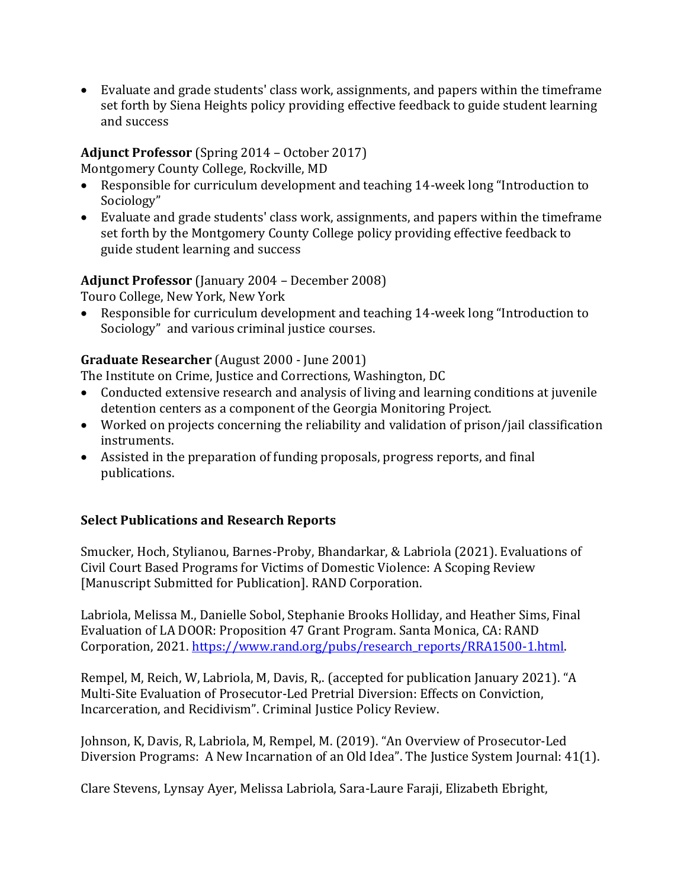- Evaluate and grade students' class work, assignments, and papers within the timeframe set forth by Siena Heights policy providing effective feedback to guide student learning and success

**Adjunct Professor** (Spring 2014 – October 2017)
Montgomery County College, Rockville, MD

- Responsible for curriculum development and teaching 14-week long "Introduction to Sociology"
- Evaluate and grade students' class work, assignments, and papers within the timeframe set forth by the Montgomery County College policy providing effective feedback to guide student learning and success

**Adjunct Professor** (January 2004 – December 2008)
Touro College, New York, New York

- Responsible for curriculum development and teaching 14-week long "Introduction to Sociology" and various criminal justice courses.

**Graduate Researcher** (August 2000 - June 2001)
The Institute on Crime, Justice and Corrections, Washington, DC

- Conducted extensive research and analysis of living and learning conditions at juvenile detention centers as a component of the Georgia Monitoring Project.
- Worked on projects concerning the reliability and validation of prison/jail classification instruments.
- Assisted in the preparation of funding proposals, progress reports, and final publications.

**Select Publications and Research Reports**

Smucker, Hoch, Stylianou, Barnes-Proby, Bhandarkar, & Labriola (2021). Evaluations of Civil Court Based Programs for Victims of Domestic Violence: A Scoping Review [Manuscript Submitted for Publication]. RAND Corporation.

Labriola, Melissa M., Danielle Sobol, Stephanie Brooks Holliday, and Heather Sims, Final Evaluation of LA DOOR: Proposition 47 Grant Program. Santa Monica, CA: RAND Corporation, 2021. https://www.rand.org/pubs/research_reports/RRA1500-1.html.

Rempel, M, Reich, W, Labriola, M, Davis, R,. (accepted for publication January 2021). "A Multi-Site Evaluation of Prosecutor-Led Pretrial Diversion: Effects on Conviction, Incarceration, and Recidivism". Criminal Justice Policy Review.

Johnson, K, Davis, R, Labriola, M, Rempel, M. (2019). "An Overview of Prosecutor-Led Diversion Programs: A New Incarnation of an Old Idea". The Justice System Journal: 41(1).

Clare Stevens, Lynsay Ayer, Melissa Labriola, Sara-Laure Faraji, Elizabeth Ebright,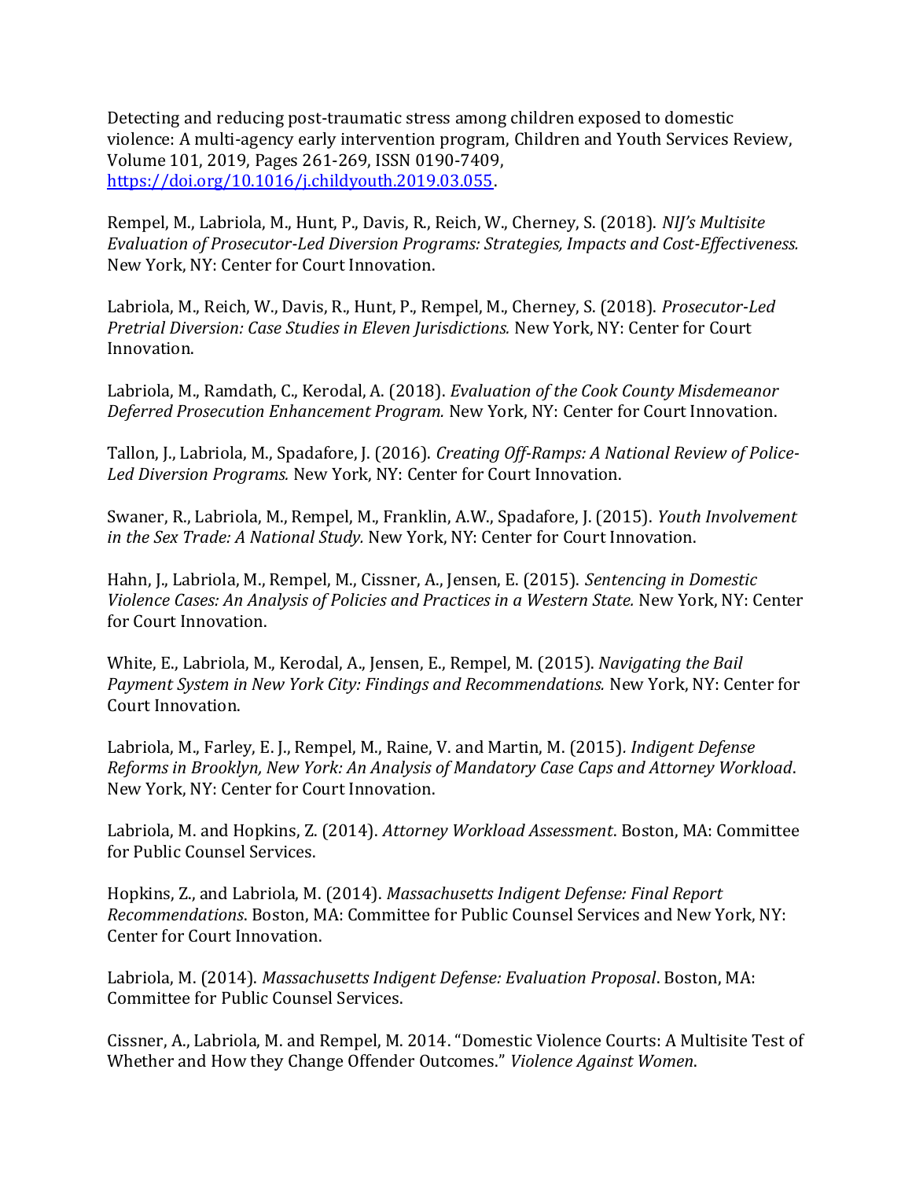Detecting and reducing post-traumatic stress among children exposed to domestic violence: A multi-agency early intervention program, Children and Youth Services Review, Volume 101, 2019, Pages 261-269, ISSN 0190-7409, [https://doi.org/10.1016/j.childyouth.2019.03.055](https://doi.org/10.1016/j.childyouth.2019.03.055).

Rempel, M., Labriola, M., Hunt, P., Davis, R., Reich, W., Cherney, S. (2018). *NIJ's Multisite Evaluation of Prosecutor-Led Diversion Programs: Strategies, Impacts and Cost-Effectiveness.* New York, NY: Center for Court Innovation.

Labriola, M., Reich, W., Davis, R., Hunt, P., Rempel, M., Cherney, S. (2018). *Prosecutor-Led Pretrial Diversion: Case Studies in Eleven Jurisdictions.* New York, NY: Center for Court Innovation.

Labriola, M., Ramdath, C., Kerodal, A. (2018). *Evaluation of the Cook County Misdemeanor Deferred Prosecution Enhancement Program.* New York, NY: Center for Court Innovation.

Tallon, J., Labriola, M., Spadafore, J. (2016). *Creating Off-Ramps: A National Review of Police-Led Diversion Programs.* New York, NY: Center for Court Innovation.

Swaner, R., Labriola, M., Rempel, M., Franklin, A.W., Spadafore, J. (2015). *Youth Involvement in the Sex Trade: A National Study.* New York, NY: Center for Court Innovation.

Hahn, J., Labriola, M., Rempel, M., Cissner, A., Jensen, E. (2015). *Sentencing in Domestic Violence Cases: An Analysis of Policies and Practices in a Western State.* New York, NY: Center for Court Innovation.

White, E., Labriola, M., Kerodal, A., Jensen, E., Rempel, M. (2015). *Navigating the Bail Payment System in New York City: Findings and Recommendations.* New York, NY: Center for Court Innovation.

Labriola, M., Farley, E. J., Rempel, M., Raine, V. and Martin, M. (2015). *Indigent Defense Reforms in Brooklyn, New York: An Analysis of Mandatory Case Caps and Attorney Workload*. New York, NY: Center for Court Innovation.

Labriola, M. and Hopkins, Z. (2014). *Attorney Workload Assessment*. Boston, MA: Committee for Public Counsel Services.

Hopkins, Z., and Labriola, M. (2014). *Massachusetts Indigent Defense: Final Report Recommendations*. Boston, MA: Committee for Public Counsel Services and New York, NY: Center for Court Innovation.

Labriola, M. (2014). *Massachusetts Indigent Defense: Evaluation Proposal*. Boston, MA: Committee for Public Counsel Services.

Cissner, A., Labriola, M. and Rempel, M. 2014. "Domestic Violence Courts: A Multisite Test of Whether and How they Change Offender Outcomes." *Violence Against Women*.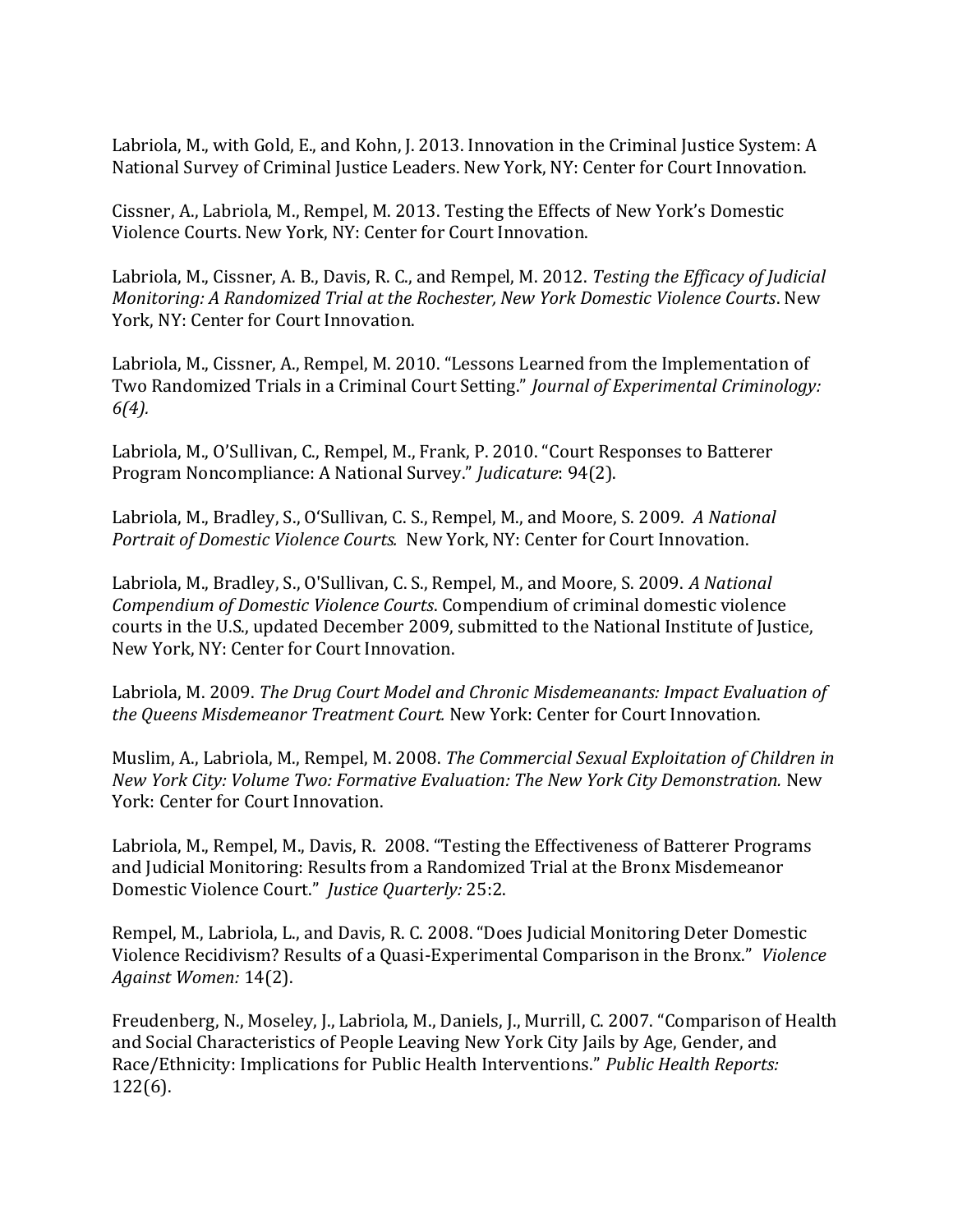Labriola, M., with Gold, E., and Kohn, J. 2013. Innovation in the Criminal Justice System: A National Survey of Criminal Justice Leaders. New York, NY: Center for Court Innovation.

Cissner, A., Labriola, M., Rempel, M. 2013. Testing the Effects of New York's Domestic Violence Courts. New York, NY: Center for Court Innovation.

Labriola, M., Cissner, A. B., Davis, R. C., and Rempel, M. 2012. *Testing the Efficacy of Judicial Monitoring: A Randomized Trial at the Rochester, New York Domestic Violence Courts*. New York, NY: Center for Court Innovation.

Labriola, M., Cissner, A., Rempel, M. 2010. "Lessons Learned from the Implementation of Two Randomized Trials in a Criminal Court Setting." *Journal of Experimental Criminology: 6(4).*

Labriola, M., O'Sullivan, C., Rempel, M., Frank, P. 2010. "Court Responses to Batterer Program Noncompliance: A National Survey." *Judicature*: 94(2).

Labriola, M., Bradley, S., O'Sullivan, C. S., Rempel, M., and Moore, S. 2009. *A National Portrait of Domestic Violence Courts.* New York, NY: Center for Court Innovation.

Labriola, M., Bradley, S., O'Sullivan, C. S., Rempel, M., and Moore, S. 2009. *A National Compendium of Domestic Violence Courts*. Compendium of criminal domestic violence courts in the U.S., updated December 2009, submitted to the National Institute of Justice, New York, NY: Center for Court Innovation.

Labriola, M. 2009. *The Drug Court Model and Chronic Misdemeanants: Impact Evaluation of the Queens Misdemeanor Treatment Court.* New York: Center for Court Innovation.

Muslim, A., Labriola, M., Rempel, M. 2008. *The Commercial Sexual Exploitation of Children in New York City: Volume Two: Formative Evaluation: The New York City Demonstration.* New York: Center for Court Innovation.

Labriola, M., Rempel, M., Davis, R. 2008. "Testing the Effectiveness of Batterer Programs and Judicial Monitoring: Results from a Randomized Trial at the Bronx Misdemeanor Domestic Violence Court." *Justice Quarterly:* 25:2.

Rempel, M., Labriola, L., and Davis, R. C. 2008. "Does Judicial Monitoring Deter Domestic Violence Recidivism? Results of a Quasi-Experimental Comparison in the Bronx." *Violence Against Women:* 14(2).

Freudenberg, N., Moseley, J., Labriola, M., Daniels, J., Murrill, C. 2007. "Comparison of Health and Social Characteristics of People Leaving New York City Jails by Age, Gender, and Race/Ethnicity: Implications for Public Health Interventions." *Public Health Reports:* 122(6).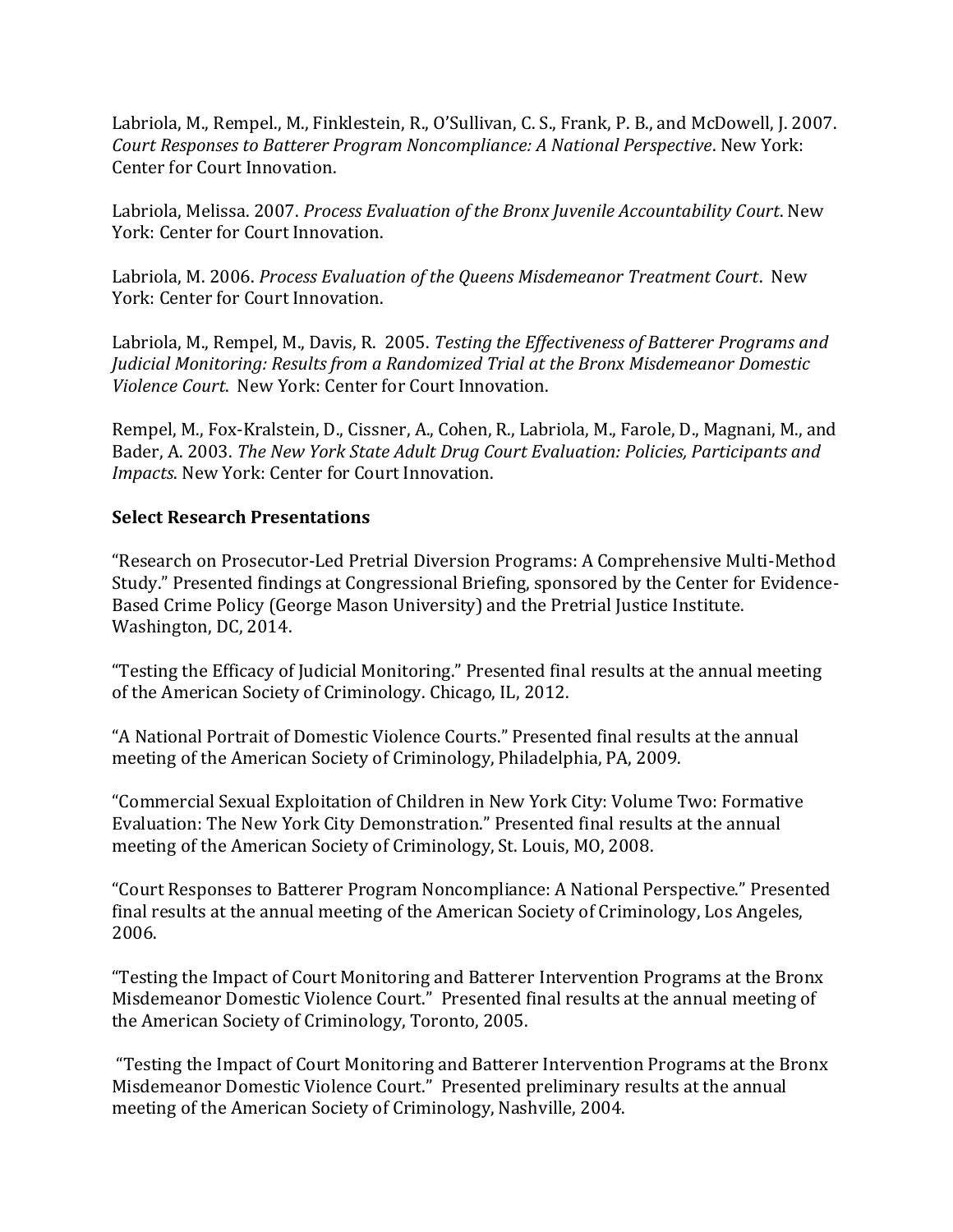Labriola, M., Rempel., M., Finklestein, R., O'Sullivan, C. S., Frank, P. B., and McDowell, J. 2007. *Court Responses to Batterer Program Noncompliance: A National Perspective*. New York: Center for Court Innovation.

Labriola, Melissa. 2007. *Process Evaluation of the Bronx Juvenile Accountability Court*. New York: Center for Court Innovation.

Labriola, M. 2006. *Process Evaluation of the Queens Misdemeanor Treatment Court*. New York: Center for Court Innovation.

Labriola, M., Rempel, M., Davis, R. 2005. *Testing the Effectiveness of Batterer Programs and Judicial Monitoring: Results from a Randomized Trial at the Bronx Misdemeanor Domestic Violence Court*. New York: Center for Court Innovation.

Rempel, M., Fox-Kralstein, D., Cissner, A., Cohen, R., Labriola, M., Farole, D., Magnani, M., and Bader, A. 2003. *The New York State Adult Drug Court Evaluation: Policies, Participants and Impacts*. New York: Center for Court Innovation.

**Select Research Presentations**

"Research on Prosecutor-Led Pretrial Diversion Programs: A Comprehensive Multi-Method Study." Presented findings at Congressional Briefing, sponsored by the Center for Evidence-Based Crime Policy (George Mason University) and the Pretrial Justice Institute. Washington, DC, 2014.

"Testing the Efficacy of Judicial Monitoring." Presented final results at the annual meeting of the American Society of Criminology. Chicago, IL, 2012.

"A National Portrait of Domestic Violence Courts." Presented final results at the annual meeting of the American Society of Criminology, Philadelphia, PA, 2009.

"Commercial Sexual Exploitation of Children in New York City: Volume Two: Formative Evaluation: The New York City Demonstration." Presented final results at the annual meeting of the American Society of Criminology, St. Louis, MO, 2008.

"Court Responses to Batterer Program Noncompliance: A National Perspective." Presented final results at the annual meeting of the American Society of Criminology, Los Angeles, 2006.

"Testing the Impact of Court Monitoring and Batterer Intervention Programs at the Bronx Misdemeanor Domestic Violence Court." Presented final results at the annual meeting of the American Society of Criminology, Toronto, 2005.

"Testing the Impact of Court Monitoring and Batterer Intervention Programs at the Bronx Misdemeanor Domestic Violence Court." Presented preliminary results at the annual meeting of the American Society of Criminology, Nashville, 2004.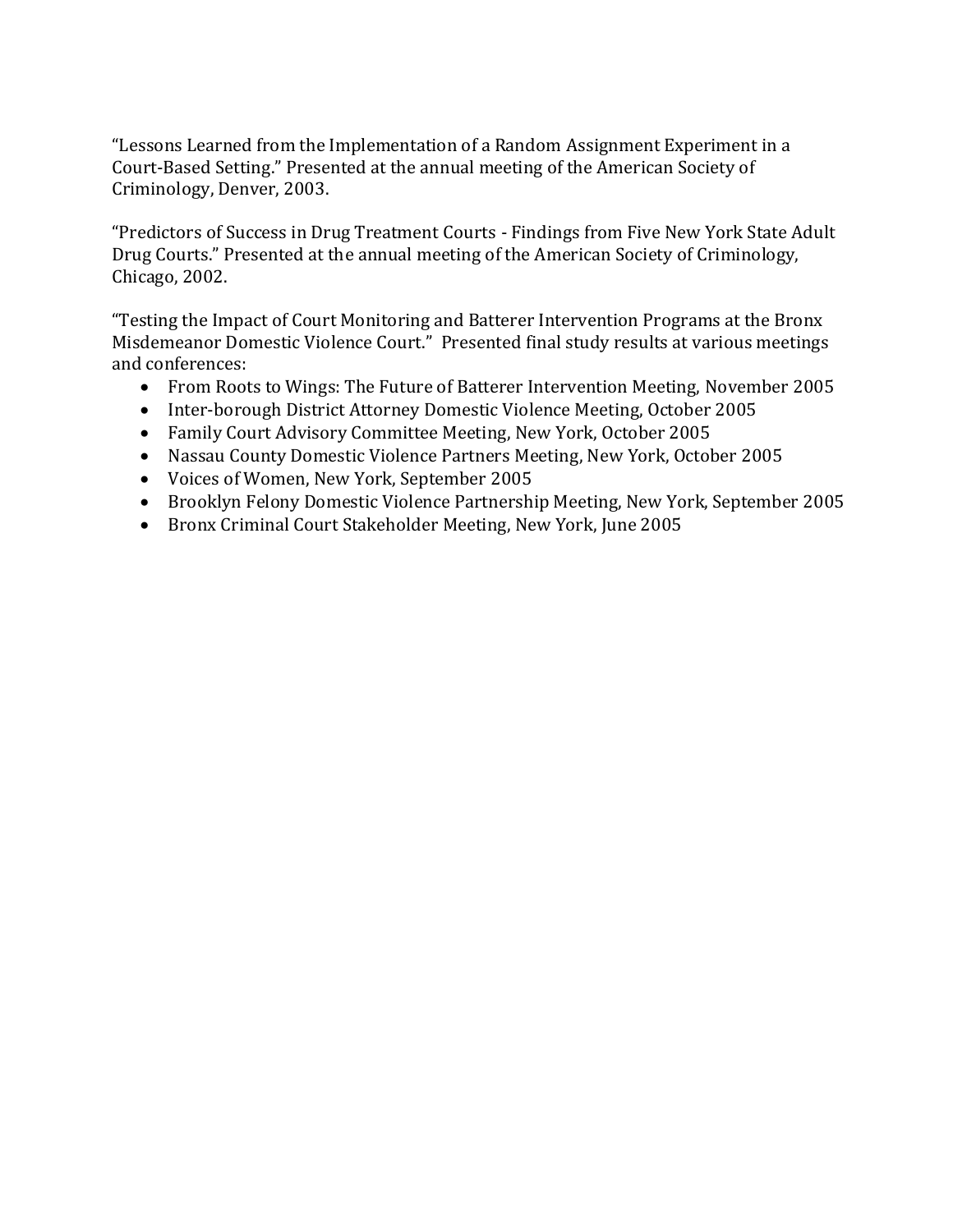"Lessons Learned from the Implementation of a Random Assignment Experiment in a Court-Based Setting." Presented at the annual meeting of the American Society of Criminology, Denver, 2003.

"Predictors of Success in Drug Treatment Courts - Findings from Five New York State Adult Drug Courts." Presented at the annual meeting of the American Society of Criminology, Chicago, 2002.

"Testing the Impact of Court Monitoring and Batterer Intervention Programs at the Bronx Misdemeanor Domestic Violence Court." Presented final study results at various meetings and conferences:

- From Roots to Wings: The Future of Batterer Intervention Meeting, November 2005
- Inter-borough District Attorney Domestic Violence Meeting, October 2005
- Family Court Advisory Committee Meeting, New York, October 2005
- Nassau County Domestic Violence Partners Meeting, New York, October 2005
- Voices of Women, New York, September 2005
- Brooklyn Felony Domestic Violence Partnership Meeting, New York, September 2005
- Bronx Criminal Court Stakeholder Meeting, New York, June 2005